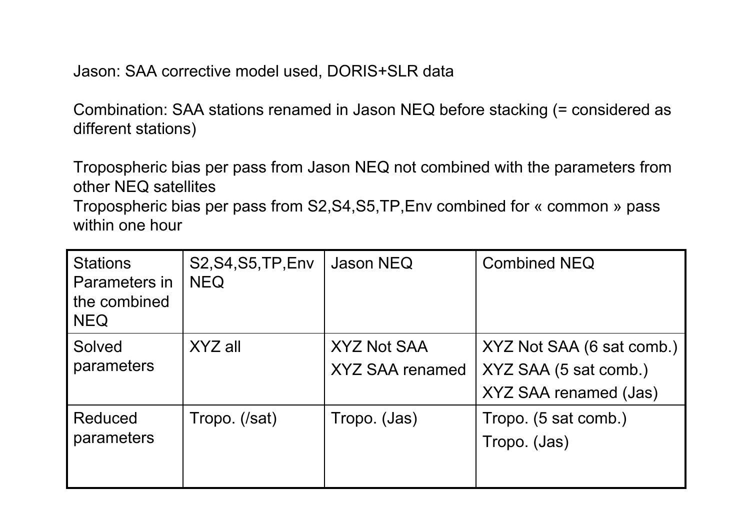Jason: SAA corrective model used, DORIS+SLR data

Combination: SAA stations renamed in Jason NEQ before stacking (= considered as different stations)

Tropospheric bias per pass from Jason NEQ not combined with the parameters from other NEQ satellites

Tropospheric bias per pass from S2,S4,S5,TP,Env combined for « common » pass within one hour

| Stations Parameters in the combined NEQ | S2,S4,S5,TP,Env NEQ | Jason NEQ | Combined NEQ |
| --- | --- | --- | --- |
| Solved parameters | XYZ all | XYZ Not SAA<br>XYZ SAA renamed | XYZ Not SAA (6 sat comb.)<br>XYZ SAA (5 sat comb.)<br>XYZ SAA renamed (Jas) |
| Reduced parameters | Tropo. (/sat) | Tropo. (Jas) | Tropo. (5 sat comb.)<br>Tropo. (Jas) |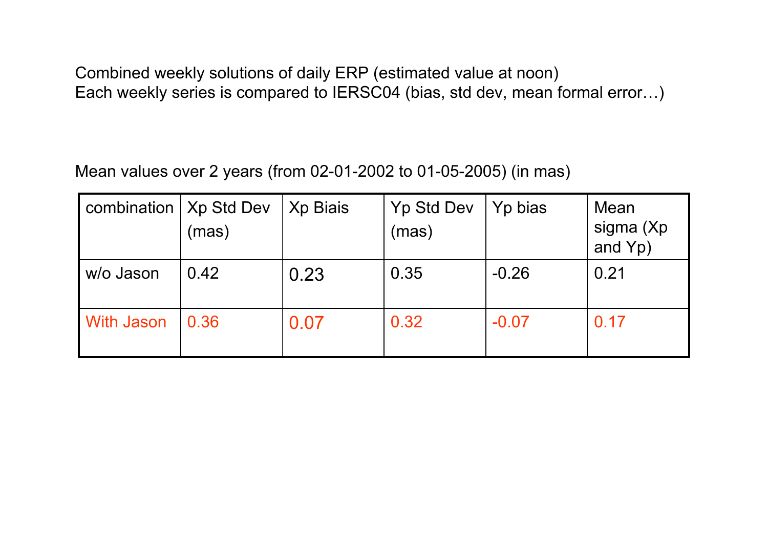Combined weekly solutions of daily ERP (estimated value at noon)
Each weekly series is compared to IERSC04 (bias, std dev, mean formal error…)

Mean values over 2 years (from 02-01-2002 to 01-05-2005) (in mas)

| combination | Xp Std Dev (mas) | Xp Biais | Yp Std Dev (mas) | Yp bias | Mean sigma (Xp and Yp) |
|---|---|---|---|---|---|
| w/o Jason | 0.42 | 0.23 | 0.35 | -0.26 | 0.21 |
| With Jason | 0.36 | 0.07 | 0.32 | -0.07 | 0.17 |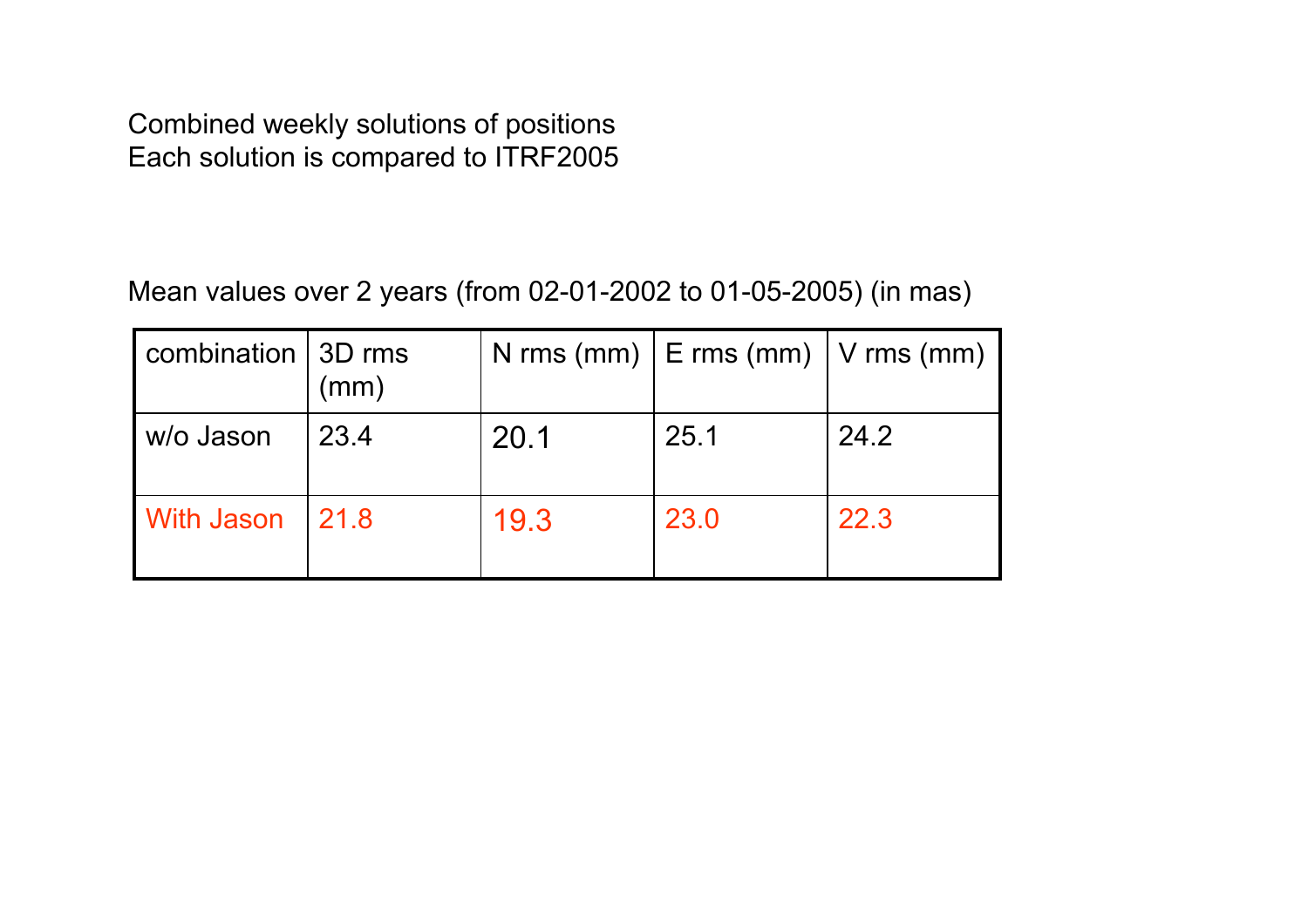Combined weekly solutions of positions
Each solution is compared to ITRF2005

Mean values over 2 years (from 02-01-2002 to 01-05-2005) (in mas)

| combination | 3D rms (mm) | N rms (mm) | E rms (mm) | V rms (mm) |
|---|---|---|---|---|
| w/o Jason | 23.4 | 20.1 | 25.1 | 24.2 |
| With Jason | 21.8 | 19.3 | 23.0 | 22.3 |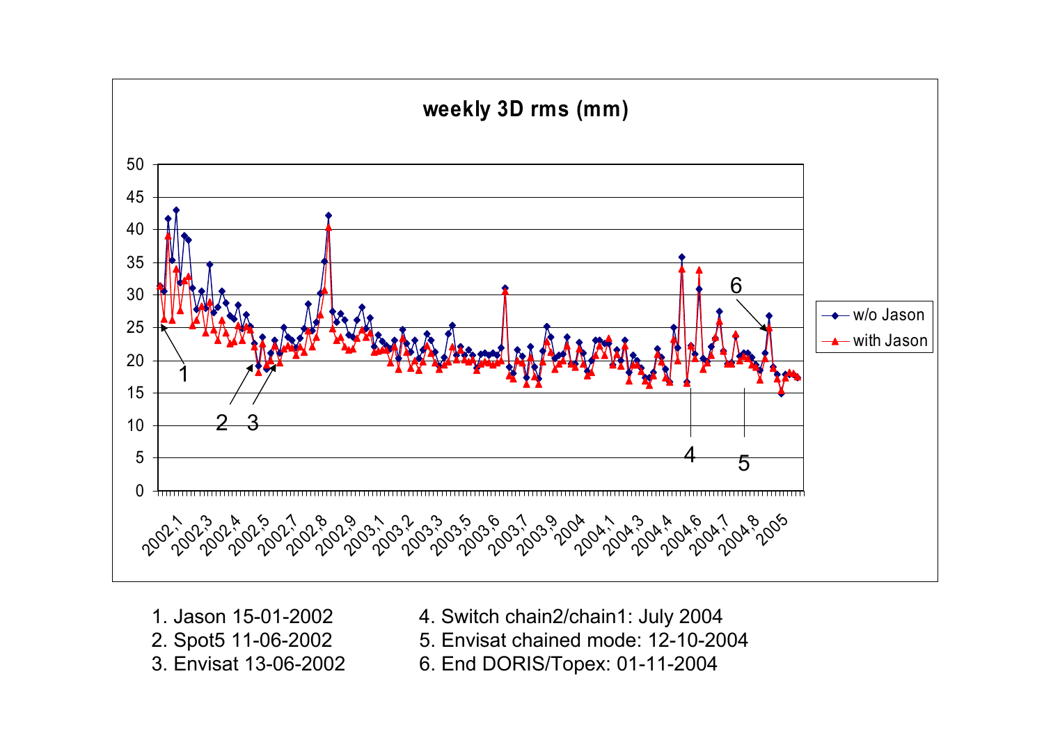**weekly 3D rms (mm)**

1. Jason 15-01-2002
2. Spot5 11-06-2002
3. Envisat 13-06-2002
4. Switch chain2/chain1: July 2004
5. Envisat chained mode: 12-10-2004
6. End DORIS/Topex: 01-11-2004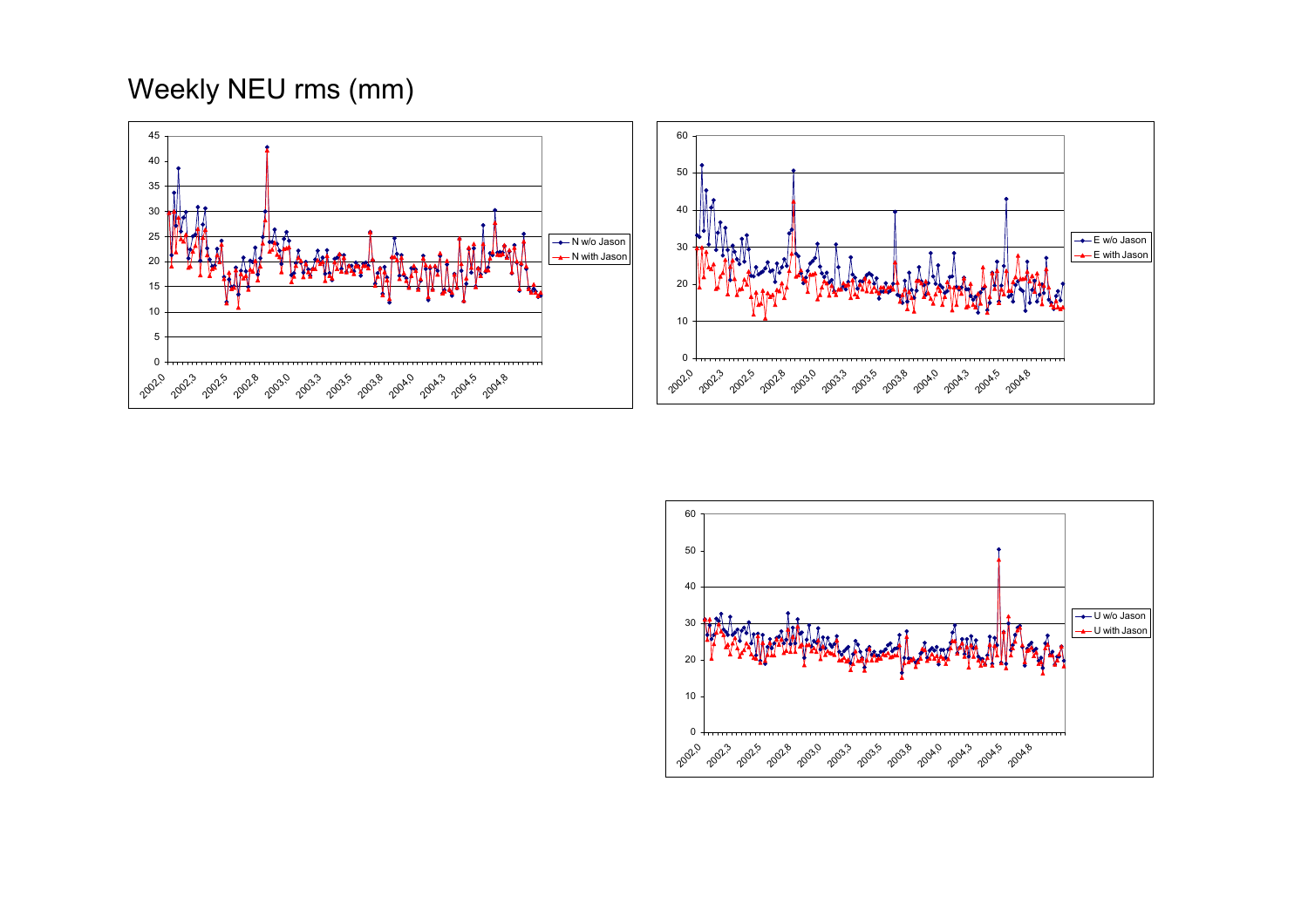# Weekly NEU rms (mm)

45
40
35
30
25
20
15
10
5
0

2002,0
2002,3
2002,5
2002,8
2003,0
2003,3
2003,5
2003,8
2004,0
2004,3
2004,5
2004,8

N w/o Jason
N with Jason

60
50
40
30
20
10
0

2002,0
2002,3
2002,5
2002,8
2003,0
2003,3
2003,5
2003,8
2004,0
2004,3
2004,5
2004,8

E w/o Jason
E with Jason

60
50
40
30
20
10
0

2002,0
2002,3
2002,5
2002,8
2003,0
2003,3
2003,5
2003,8
2004,0
2004,3
2004,5
2004,8

U w/o Jason
U with Jason